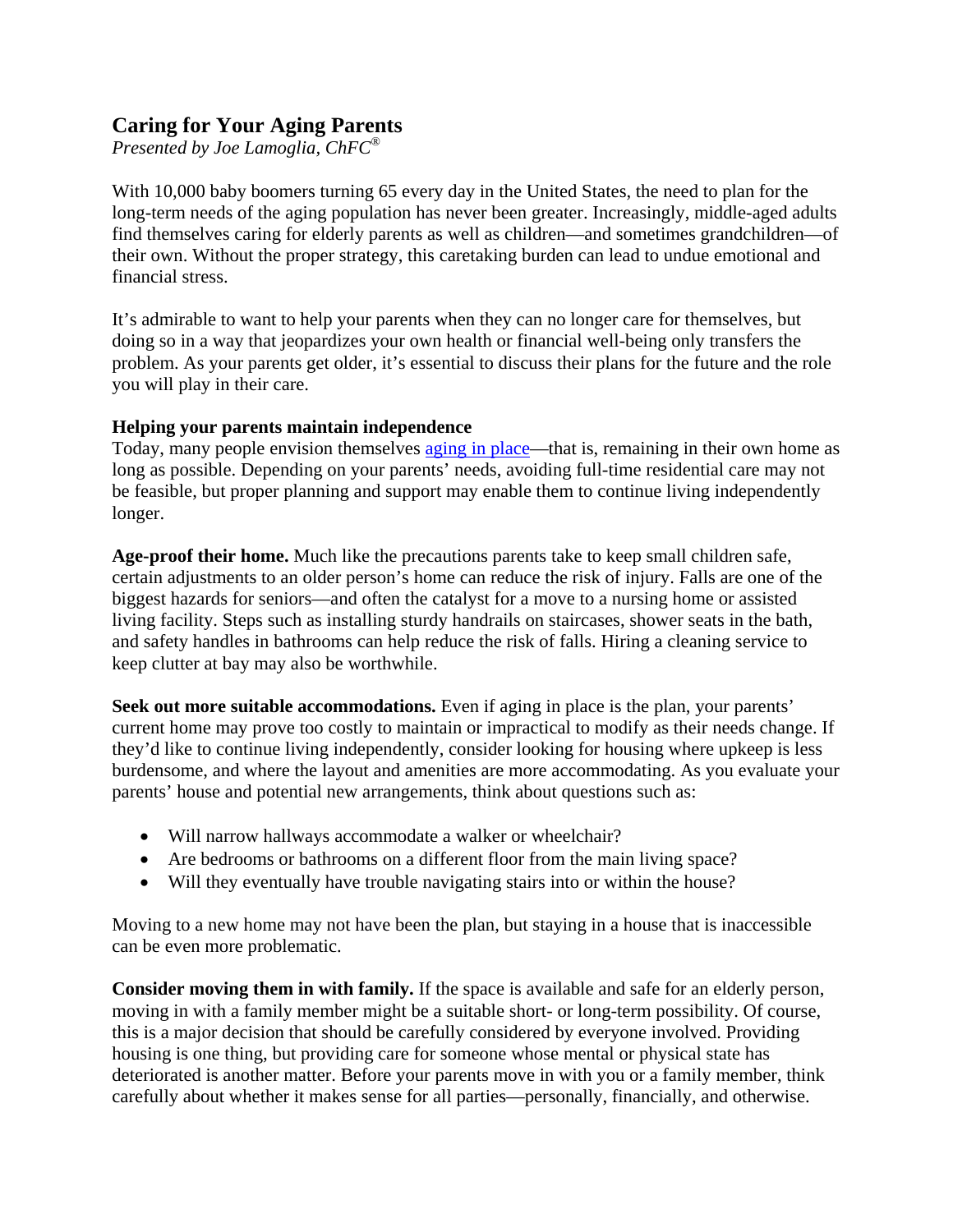# Caring for Your Aging Parents

*Presented by Joe Lamoglia, ChFC®*

With 10,000 baby boomers turning 65 every day in the United States, the need to plan for the long-term needs of the aging population has never been greater. Increasingly, middle-aged adults find themselves caring for elderly parents as well as children—and sometimes grandchildren—of their own. Without the proper strategy, this caretaking burden can lead to undue emotional and financial stress.

It's admirable to want to help your parents when they can no longer care for themselves, but doing so in a way that jeopardizes your own health or financial well-being only transfers the problem. As your parents get older, it's essential to discuss their plans for the future and the role you will play in their care.

**Helping your parents maintain independence**

Today, many people envision themselves aging in place—that is, remaining in their own home as long as possible. Depending on your parents' needs, avoiding full-time residential care may not be feasible, but proper planning and support may enable them to continue living independently longer.

**Age-proof their home.** Much like the precautions parents take to keep small children safe, certain adjustments to an older person's home can reduce the risk of injury. Falls are one of the biggest hazards for seniors—and often the catalyst for a move to a nursing home or assisted living facility. Steps such as installing sturdy handrails on staircases, shower seats in the bath, and safety handles in bathrooms can help reduce the risk of falls. Hiring a cleaning service to keep clutter at bay may also be worthwhile.

**Seek out more suitable accommodations.** Even if aging in place is the plan, your parents' current home may prove too costly to maintain or impractical to modify as their needs change. If they'd like to continue living independently, consider looking for housing where upkeep is less burdensome, and where the layout and amenities are more accommodating. As you evaluate your parents' house and potential new arrangements, think about questions such as:

- Will narrow hallways accommodate a walker or wheelchair?
- Are bedrooms or bathrooms on a different floor from the main living space?
- Will they eventually have trouble navigating stairs into or within the house?

Moving to a new home may not have been the plan, but staying in a house that is inaccessible can be even more problematic.

**Consider moving them in with family.** If the space is available and safe for an elderly person, moving in with a family member might be a suitable short- or long-term possibility. Of course, this is a major decision that should be carefully considered by everyone involved. Providing housing is one thing, but providing care for someone whose mental or physical state has deteriorated is another matter. Before your parents move in with you or a family member, think carefully about whether it makes sense for all parties—personally, financially, and otherwise.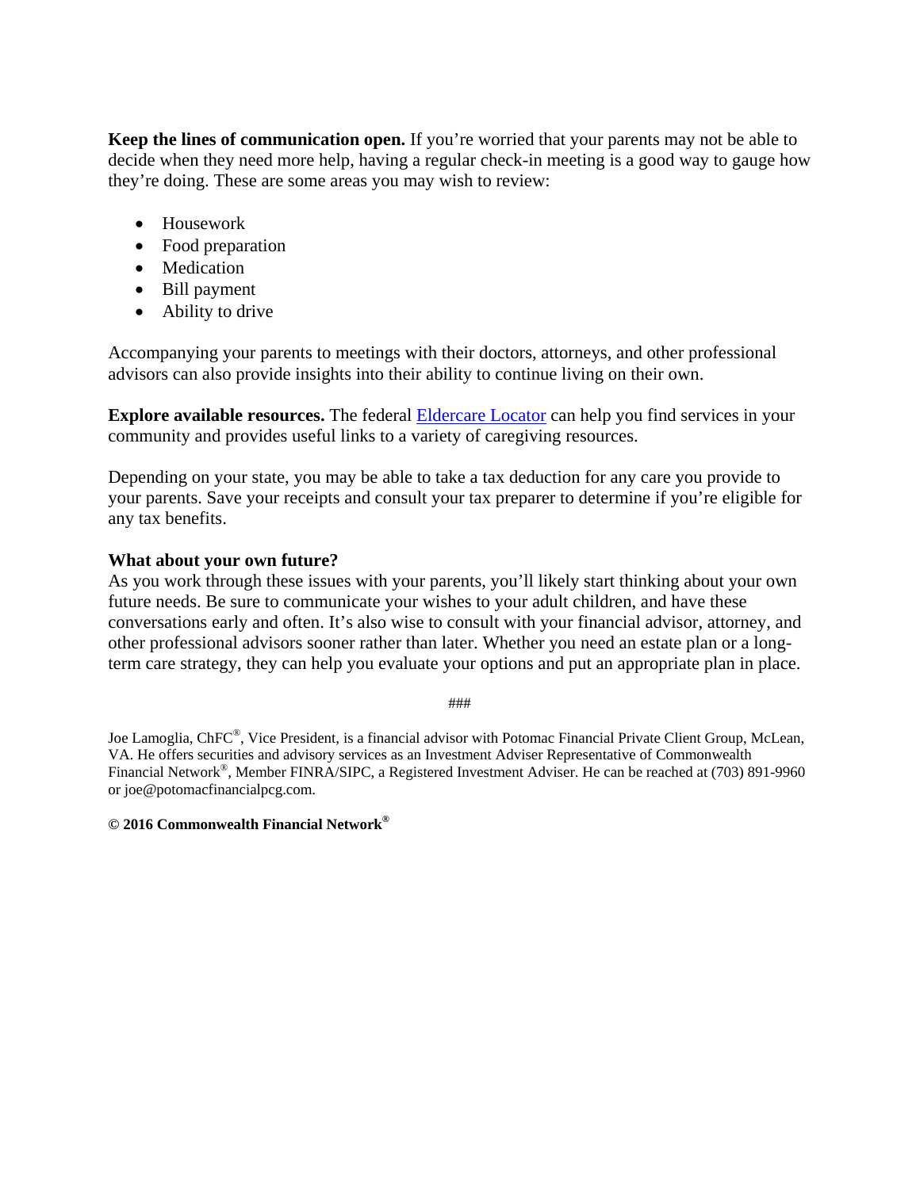**Keep the lines of communication open.** If you're worried that your parents may not be able to decide when they need more help, having a regular check-in meeting is a good way to gauge how they're doing. These are some areas you may wish to review:

- Housework
- Food preparation
- Medication
- Bill payment
- Ability to drive

Accompanying your parents to meetings with their doctors, attorneys, and other professional advisors can also provide insights into their ability to continue living on their own.

**Explore available resources.** The federal Eldercare Locator can help you find services in your community and provides useful links to a variety of caregiving resources.

Depending on your state, you may be able to take a tax deduction for any care you provide to your parents. Save your receipts and consult your tax preparer to determine if you're eligible for any tax benefits.

**What about your own future?**

As you work through these issues with your parents, you'll likely start thinking about your own future needs. Be sure to communicate your wishes to your adult children, and have these conversations early and often. It's also wise to consult with your financial advisor, attorney, and other professional advisors sooner rather than later. Whether you need an estate plan or a long-term care strategy, they can help you evaluate your options and put an appropriate plan in place.

###

Joe Lamoglia, ChFC®, Vice President, is a financial advisor with Potomac Financial Private Client Group, McLean, VA. He offers securities and advisory services as an Investment Adviser Representative of Commonwealth Financial Network®, Member FINRA/SIPC, a Registered Investment Adviser. He can be reached at (703) 891-9960 or joe@potomacfinancialpcg.com.

**© 2016 Commonwealth Financial Network®**